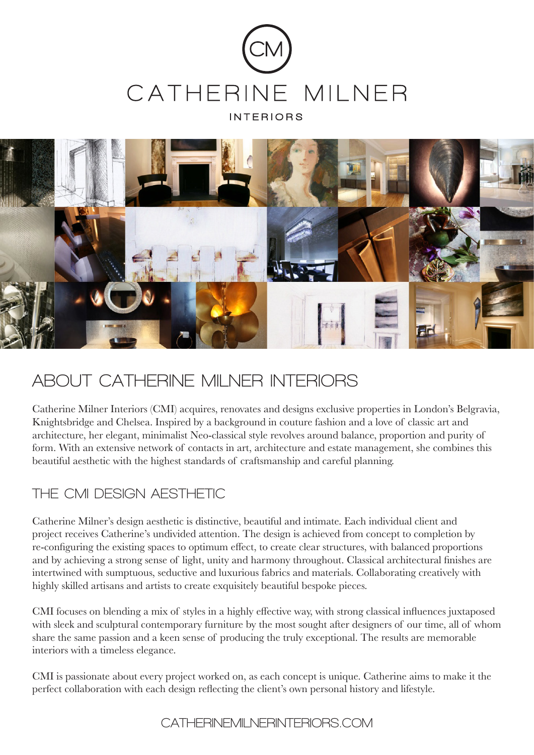# CATHERINE MILNER

INTERIORS

## ABOUT CATHERINE MILNER INTERIORS

Catherine Milner Interiors (CMI) acquires, renovates and designs exclusive properties in London's Belgravia, Knightsbridge and Chelsea. Inspired by a background in couture fashion and a love of classic art and architecture, her elegant, minimalist Neo-classical style revolves around balance, proportion and purity of form. With an extensive network of contacts in art, architecture and estate management, she combines this beautiful aesthetic with the highest standards of craftsmanship and careful planning.

### THE CMI DESIGN AESTHETIC

Catherine Milner's design aesthetic is distinctive, beautiful and intimate. Each individual client and project receives Catherine's undivided attention. The design is achieved from concept to completion by re-configuring the existing spaces to optimum effect, to create clear structures, with balanced proportions and by achieving a strong sense of light, unity and harmony throughout. Classical architectural finishes are intertwined with sumptuous, seductive and luxurious fabrics and materials. Collaborating creatively with highly skilled artisans and artists to create exquisitely beautiful bespoke pieces.

CMI focuses on blending a mix of styles in a highly effective way, with strong classical influences juxtaposed with sleek and sculptural contemporary furniture by the most sought after designers of our time, all of whom share the same passion and a keen sense of producing the truly exceptional. The results are memorable interiors with a timeless elegance.

CMI is passionate about every project worked on, as each concept is unique. Catherine aims to make it the perfect collaboration with each design reflecting the client's own personal history and lifestyle.

CATHERINEMILNERINTERIORS.COM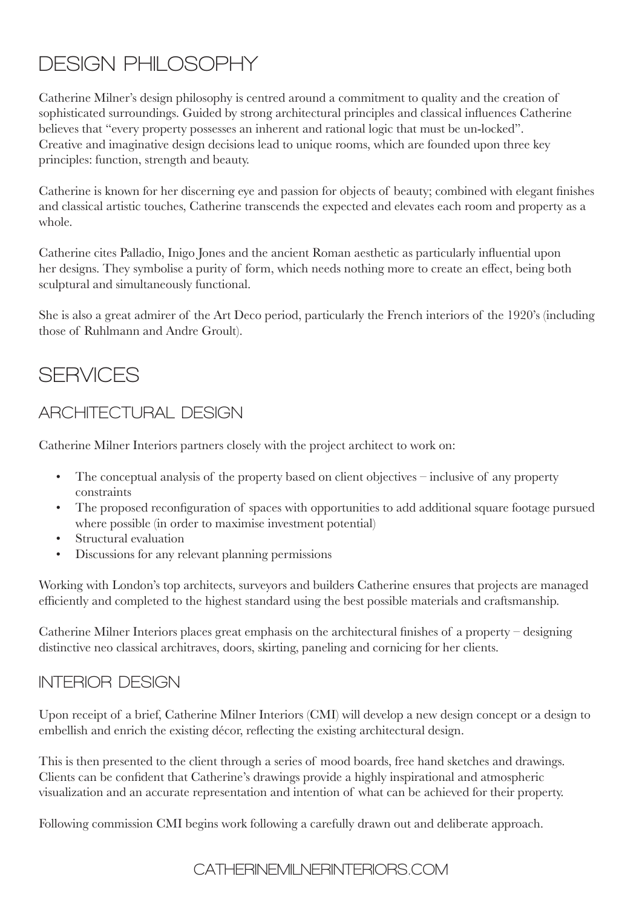# DESIGN PHILOSOPHY

Catherine Milner's design philosophy is centred around a commitment to quality and the creation of sophisticated surroundings. Guided by strong architectural principles and classical influences Catherine believes that "every property possesses an inherent and rational logic that must be un-locked". Creative and imaginative design decisions lead to unique rooms, which are founded upon three key principles: function, strength and beauty.

Catherine is known for her discerning eye and passion for objects of beauty; combined with elegant finishes and classical artistic touches, Catherine transcends the expected and elevates each room and property as a whole.

Catherine cites Palladio, Inigo Jones and the ancient Roman aesthetic as particularly influential upon her designs. They symbolise a purity of form, which needs nothing more to create an effect, being both sculptural and simultaneously functional.

She is also a great admirer of the Art Deco period, particularly the French interiors of the 1920's (including those of Ruhlmann and Andre Groult).

# SERVICES

## ARCHITECTURAL DESIGN

Catherine Milner Interiors partners closely with the project architect to work on:

- The conceptual analysis of the property based on client objectives – inclusive of any property constraints
- The proposed reconfiguration of spaces with opportunities to add additional square footage pursued where possible (in order to maximise investment potential)
- Structural evaluation
- Discussions for any relevant planning permissions

Working with London's top architects, surveyors and builders Catherine ensures that projects are managed efficiently and completed to the highest standard using the best possible materials and craftsmanship.

Catherine Milner Interiors places great emphasis on the architectural finishes of a property – designing distinctive neo classical architraves, doors, skirting, paneling and cornicing for her clients.

## INTERIOR DESIGN

Upon receipt of a brief, Catherine Milner Interiors (CMI) will develop a new design concept or a design to embellish and enrich the existing décor, reflecting the existing architectural design.

This is then presented to the client through a series of mood boards, free hand sketches and drawings. Clients can be confident that Catherine's drawings provide a highly inspirational and atmospheric visualization and an accurate representation and intention of what can be achieved for their property.

Following commission CMI begins work following a carefully drawn out and deliberate approach.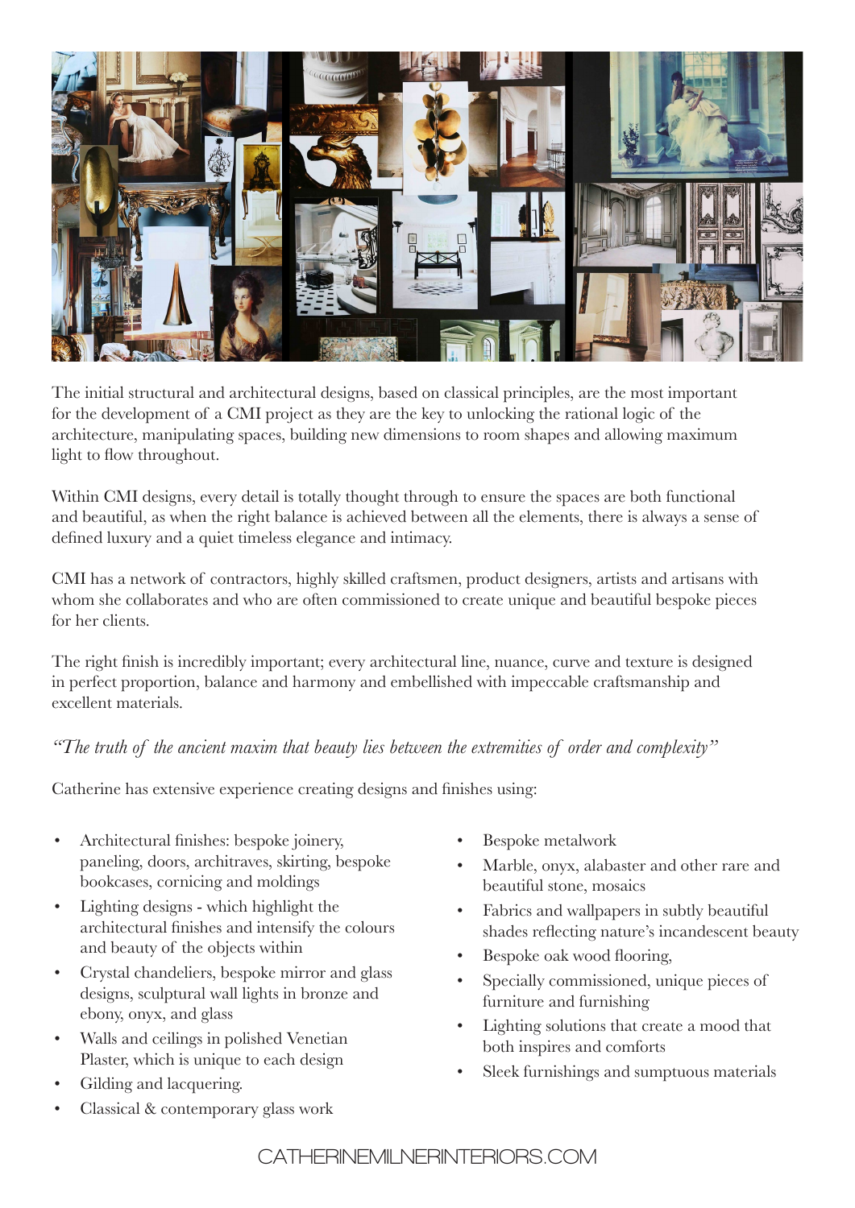The initial structural and architectural designs, based on classical principles, are the most important for the development of a CMI project as they are the key to unlocking the rational logic of the architecture, manipulating spaces, building new dimensions to room shapes and allowing maximum light to flow throughout.

Within CMI designs, every detail is totally thought through to ensure the spaces are both functional and beautiful, as when the right balance is achieved between all the elements, there is always a sense of defined luxury and a quiet timeless elegance and intimacy.

CMI has a network of contractors, highly skilled craftsmen, product designers, artists and artisans with whom she collaborates and who are often commissioned to create unique and beautiful bespoke pieces for her clients.

The right finish is incredibly important; every architectural line, nuance, curve and texture is designed in perfect proportion, balance and harmony and embellished with impeccable craftsmanship and excellent materials.

*"The truth of the ancient maxim that beauty lies between the extremities of order and complexity"*

Catherine has extensive experience creating designs and finishes using:

- Architectural finishes: bespoke joinery, paneling, doors, architraves, skirting, bespoke bookcases, cornicing and moldings
- Lighting designs - which highlight the architectural finishes and intensify the colours and beauty of the objects within
- Crystal chandeliers, bespoke mirror and glass designs, sculptural wall lights in bronze and ebony, onyx, and glass
- Walls and ceilings in polished Venetian Plaster, which is unique to each design
- Gilding and lacquering.
- Classical & contemporary glass work
- Bespoke metalwork
- Marble, onyx, alabaster and other rare and beautiful stone, mosaics
- Fabrics and wallpapers in subtly beautiful shades reflecting nature's incandescent beauty
- Bespoke oak wood flooring,
- Specially commissioned, unique pieces of furniture and furnishing
- Lighting solutions that create a mood that both inspires and comforts
- Sleek furnishings and sumptuous materials

CATHERINEMILNERINTERIORS.COM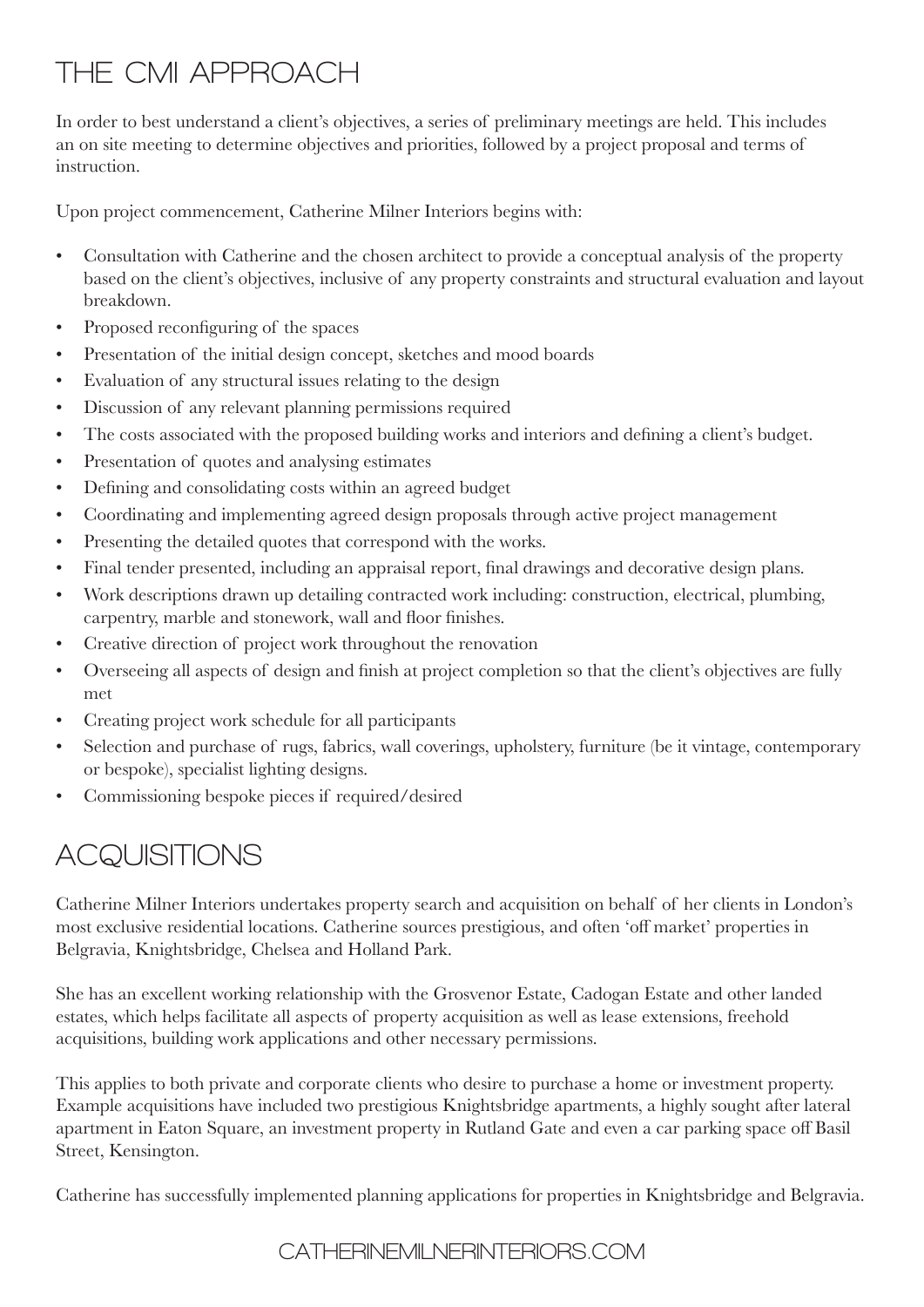# THE CMI APPROACH

In order to best understand a client's objectives, a series of preliminary meetings are held. This includes an on site meeting to determine objectives and priorities, followed by a project proposal and terms of instruction.

Upon project commencement, Catherine Milner Interiors begins with:

- Consultation with Catherine and the chosen architect to provide a conceptual analysis of the property based on the client's objectives, inclusive of any property constraints and structural evaluation and layout breakdown.
- Proposed reconfiguring of the spaces
- Presentation of the initial design concept, sketches and mood boards
- Evaluation of any structural issues relating to the design
- Discussion of any relevant planning permissions required
- The costs associated with the proposed building works and interiors and defining a client's budget.
- Presentation of quotes and analysing estimates
- Defining and consolidating costs within an agreed budget
- Coordinating and implementing agreed design proposals through active project management
- Presenting the detailed quotes that correspond with the works.
- Final tender presented, including an appraisal report, final drawings and decorative design plans.
- Work descriptions drawn up detailing contracted work including: construction, electrical, plumbing, carpentry, marble and stonework, wall and floor finishes.
- Creative direction of project work throughout the renovation
- Overseeing all aspects of design and finish at project completion so that the client's objectives are fully met
- Creating project work schedule for all participants
- Selection and purchase of rugs, fabrics, wall coverings, upholstery, furniture (be it vintage, contemporary or bespoke), specialist lighting designs.
- Commissioning bespoke pieces if required/desired

# ACQUISITIONS

Catherine Milner Interiors undertakes property search and acquisition on behalf of her clients in London's most exclusive residential locations. Catherine sources prestigious, and often 'off market' properties in Belgravia, Knightsbridge, Chelsea and Holland Park.

She has an excellent working relationship with the Grosvenor Estate, Cadogan Estate and other landed estates, which helps facilitate all aspects of property acquisition as well as lease extensions, freehold acquisitions, building work applications and other necessary permissions.

This applies to both private and corporate clients who desire to purchase a home or investment property. Example acquisitions have included two prestigious Knightsbridge apartments, a highly sought after lateral apartment in Eaton Square, an investment property in Rutland Gate and even a car parking space off Basil Street, Kensington.

Catherine has successfully implemented planning applications for properties in Knightsbridge and Belgravia.

CATHERINEMILNERINTERIORS.COM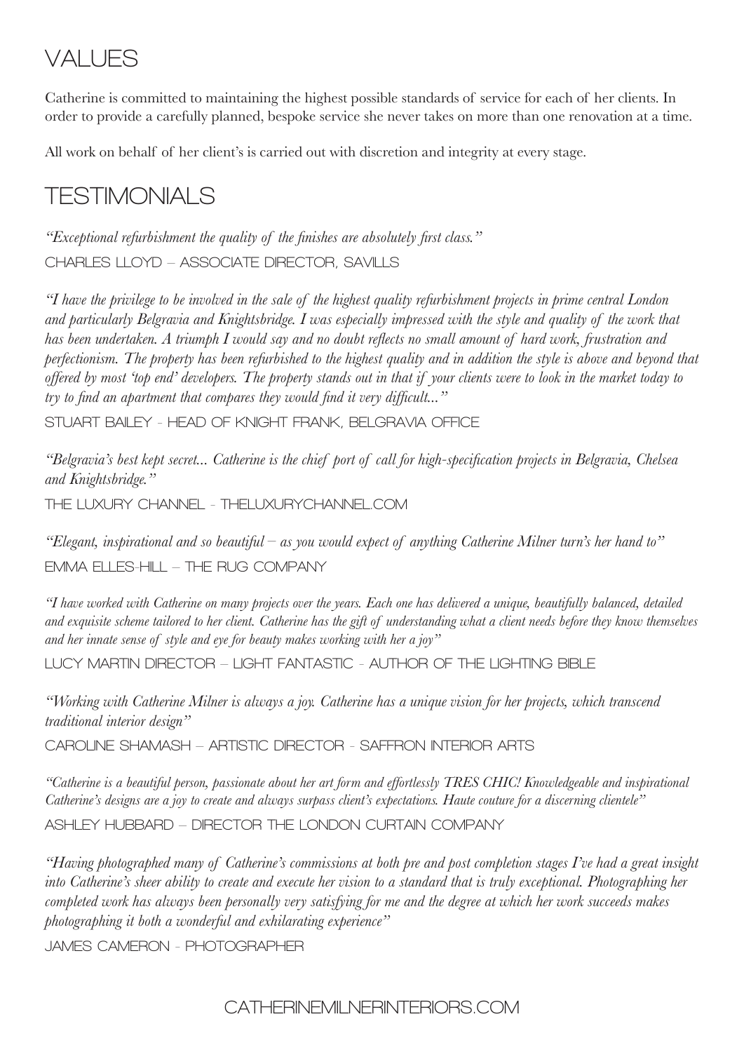## VALUES

Catherine is committed to maintaining the highest possible standards of service for each of her clients. In order to provide a carefully planned, bespoke service she never takes on more than one renovation at a time.

All work on behalf of her client's is carried out with discretion and integrity at every stage.

## TESTIMONIALS

*"Exceptional refurbishment the quality of the finishes are absolutely first class."*

CHARLES LLOYD – ASSOCIATE DIRECTOR, SAVILLS

*"I have the privilege to be involved in the sale of the highest quality refurbishment projects in prime central London and particularly Belgravia and Knightsbridge. I was especially impressed with the style and quality of the work that has been undertaken. A triumph I would say and no doubt reflects no small amount of hard work, frustration and perfectionism. The property has been refurbished to the highest quality and in addition the style is above and beyond that offered by most 'top end' developers. The property stands out in that if your clients were to look in the market today to try to find an apartment that compares they would find it very difficult..."*

STUART BAILEY - HEAD OF KNIGHT FRANK, BELGRAVIA OFFICE

*"Belgravia's best kept secret... Catherine is the chief port of call for high-specification projects in Belgravia, Chelsea and Knightsbridge."*

THE LUXURY CHANNEL - THELUXURYCHANNEL.COM

*"Elegant, inspirational and so beautiful – as you would expect of anything Catherine Milner turn's her hand to"*

EMMA ELLES-HILL – THE RUG COMPANY

*"I have worked with Catherine on many projects over the years. Each one has delivered a unique, beautifully balanced, detailed and exquisite scheme tailored to her client. Catherine has the gift of understanding what a client needs before they know themselves and her innate sense of style and eye for beauty makes working with her a joy"*

LUCY MARTIN DIRECTOR – LIGHT FANTASTIC - AUTHOR OF THE LIGHTING BIBLE

*"Working with Catherine Milner is always a joy. Catherine has a unique vision for her projects, which transcend traditional interior design"*

CAROLINE SHAMASH – ARTISTIC DIRECTOR - SAFFRON INTERIOR ARTS

*"Catherine is a beautiful person, passionate about her art form and effortlessly TRES CHIC! Knowledgeable and inspirational Catherine's designs are a joy to create and always surpass client's expectations. Haute couture for a discerning clientele"*

ASHLEY HUBBARD – DIRECTOR THE LONDON CURTAIN COMPANY

*"Having photographed many of Catherine's commissions at both pre and post completion stages I've had a great insight into Catherine's sheer ability to create and execute her vision to a standard that is truly exceptional. Photographing her completed work has always been personally very satisfying for me and the degree at which her work succeeds makes photographing it both a wonderful and exhilarating experience"*

JAMES CAMERON - PHOTOGRAPHER

CATHERINEMILNERINTERIORS.COM